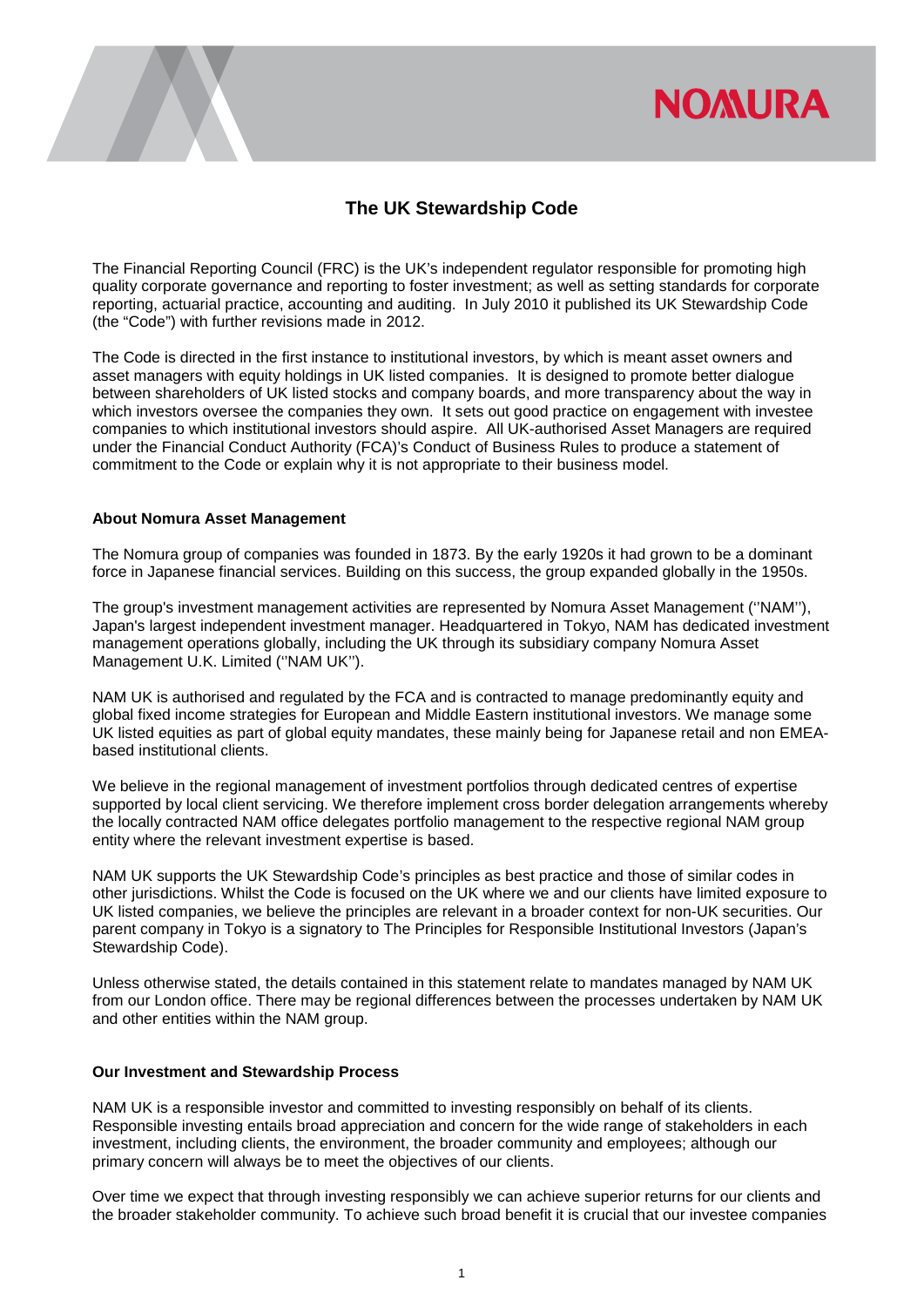# The UK Stewardship Code

The Financial Reporting Council (FRC) is the UK's independent regulator responsible for promoting high quality corporate governance and reporting to foster investment; as well as setting standards for corporate reporting, actuarial practice, accounting and auditing. In July 2010 it published its UK Stewardship Code (the "Code") with further revisions made in 2012.

The Code is directed in the first instance to institutional investors, by which is meant asset owners and asset managers with equity holdings in UK listed companies. It is designed to promote better dialogue between shareholders of UK listed stocks and company boards, and more transparency about the way in which investors oversee the companies they own. It sets out good practice on engagement with investee companies to which institutional investors should aspire. All UK-authorised Asset Managers are required under the Financial Conduct Authority (FCA)'s Conduct of Business Rules to produce a statement of commitment to the Code or explain why it is not appropriate to their business model.

## About Nomura Asset Management

The Nomura group of companies was founded in 1873. By the early 1920s it had grown to be a dominant force in Japanese financial services. Building on this success, the group expanded globally in the 1950s.

The group's investment management activities are represented by Nomura Asset Management (''NAM''), Japan's largest independent investment manager. Headquartered in Tokyo, NAM has dedicated investment management operations globally, including the UK through its subsidiary company Nomura Asset Management U.K. Limited (''NAM UK'').

NAM UK is authorised and regulated by the FCA and is contracted to manage predominantly equity and global fixed income strategies for European and Middle Eastern institutional investors. We manage some UK listed equities as part of global equity mandates, these mainly being for Japanese retail and non EMEA-based institutional clients.

We believe in the regional management of investment portfolios through dedicated centres of expertise supported by local client servicing. We therefore implement cross border delegation arrangements whereby the locally contracted NAM office delegates portfolio management to the respective regional NAM group entity where the relevant investment expertise is based.

NAM UK supports the UK Stewardship Code's principles as best practice and those of similar codes in other jurisdictions. Whilst the Code is focused on the UK where we and our clients have limited exposure to UK listed companies, we believe the principles are relevant in a broader context for non-UK securities. Our parent company in Tokyo is a signatory to The Principles for Responsible Institutional Investors (Japan's Stewardship Code).

Unless otherwise stated, the details contained in this statement relate to mandates managed by NAM UK from our London office. There may be regional differences between the processes undertaken by NAM UK and other entities within the NAM group.

## Our Investment and Stewardship Process

NAM UK is a responsible investor and committed to investing responsibly on behalf of its clients. Responsible investing entails broad appreciation and concern for the wide range of stakeholders in each investment, including clients, the environment, the broader community and employees; although our primary concern will always be to meet the objectives of our clients.

Over time we expect that through investing responsibly we can achieve superior returns for our clients and the broader stakeholder community. To achieve such broad benefit it is crucial that our investee companies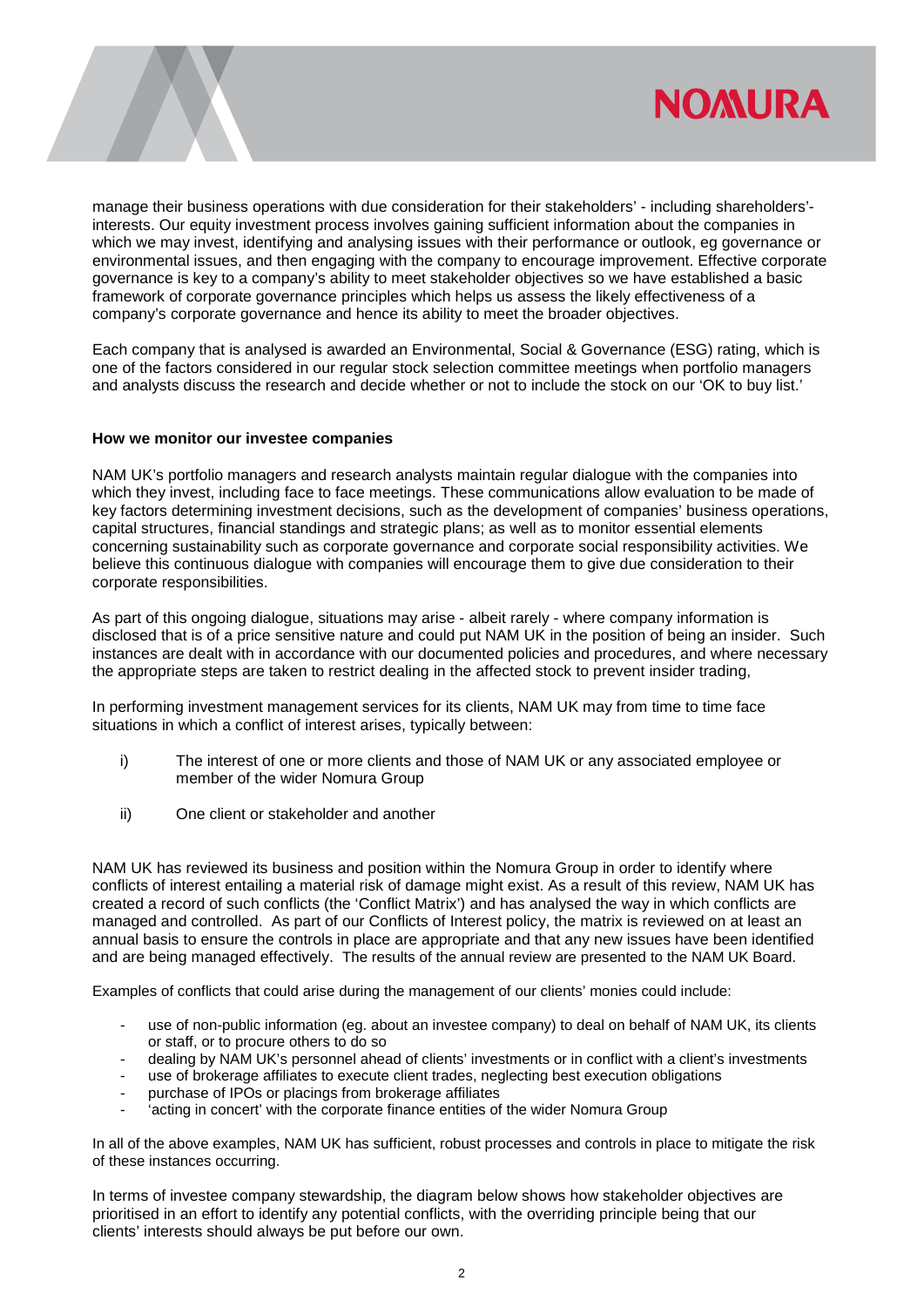manage their business operations with due consideration for their stakeholders' - including shareholders'- interests. Our equity investment process involves gaining sufficient information about the companies in which we may invest, identifying and analysing issues with their performance or outlook, eg governance or environmental issues, and then engaging with the company to encourage improvement. Effective corporate governance is key to a company's ability to meet stakeholder objectives so we have established a basic framework of corporate governance principles which helps us assess the likely effectiveness of a company's corporate governance and hence its ability to meet the broader objectives.

Each company that is analysed is awarded an Environmental, Social & Governance (ESG) rating, which is one of the factors considered in our regular stock selection committee meetings when portfolio managers and analysts discuss the research and decide whether or not to include the stock on our 'OK to buy list.'

**How we monitor our investee companies**

NAM UK's portfolio managers and research analysts maintain regular dialogue with the companies into which they invest, including face to face meetings. These communications allow evaluation to be made of key factors determining investment decisions, such as the development of companies' business operations, capital structures, financial standings and strategic plans; as well as to monitor essential elements concerning sustainability such as corporate governance and corporate social responsibility activities. We believe this continuous dialogue with companies will encourage them to give due consideration to their corporate responsibilities.

As part of this ongoing dialogue, situations may arise - albeit rarely - where company information is disclosed that is of a price sensitive nature and could put NAM UK in the position of being an insider. Such instances are dealt with in accordance with our documented policies and procedures, and where necessary the appropriate steps are taken to restrict dealing in the affected stock to prevent insider trading,

In performing investment management services for its clients, NAM UK may from time to time face situations in which a conflict of interest arises, typically between:

i) The interest of one or more clients and those of NAM UK or any associated employee or member of the wider Nomura Group

ii) One client or stakeholder and another

NAM UK has reviewed its business and position within the Nomura Group in order to identify where conflicts of interest entailing a material risk of damage might exist. As a result of this review, NAM UK has created a record of such conflicts (the 'Conflict Matrix') and has analysed the way in which conflicts are managed and controlled. As part of our Conflicts of Interest policy, the matrix is reviewed on at least an annual basis to ensure the controls in place are appropriate and that any new issues have been identified and are being managed effectively. The results of the annual review are presented to the NAM UK Board.

Examples of conflicts that could arise during the management of our clients' monies could include:

- use of non-public information (eg. about an investee company) to deal on behalf of NAM UK, its clients or staff, or to procure others to do so
- dealing by NAM UK's personnel ahead of clients' investments or in conflict with a client's investments
- use of brokerage affiliates to execute client trades, neglecting best execution obligations
- purchase of IPOs or placings from brokerage affiliates
- 'acting in concert' with the corporate finance entities of the wider Nomura Group

In all of the above examples, NAM UK has sufficient, robust processes and controls in place to mitigate the risk of these instances occurring.

In terms of investee company stewardship, the diagram below shows how stakeholder objectives are prioritised in an effort to identify any potential conflicts, with the overriding principle being that our clients' interests should always be put before our own.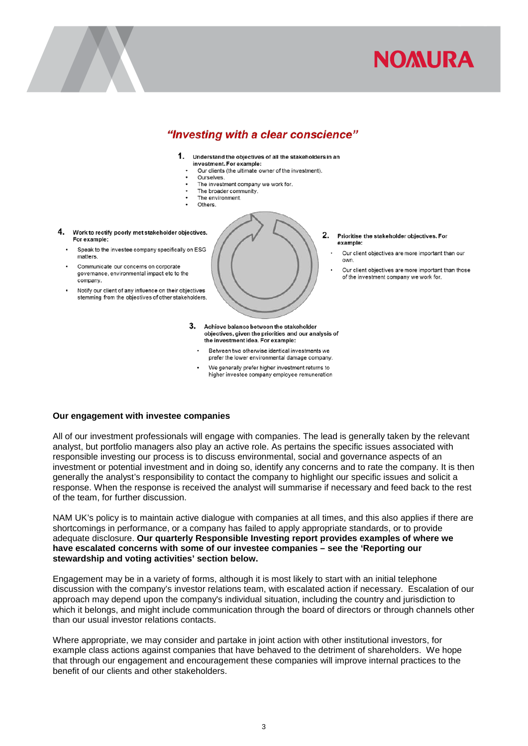## *"Investing with a clear conscience"*

**1. Understand the objectives of all the stakeholders in an investment. For example:**

- Our clients (the ultimate owner of the investment).
- Ourselves.
- The investment company we work for.
- The broader community.
- The environment.
- Others.

**2. Prioritise the stakeholder objectives. For example:**

- Our client objectives are more important than our own.
- Our client objectives are more important than those of the investment company we work for.

**3. Achieve balance between the stakeholder objectives, given the priorities and our analysis of the investment idea. For example:**

- Between two otherwise identical investments we prefer the lower environmental damage company.
- We generally prefer higher investment returns to higher investee company employee remuneration

**4. Work to rectify poorly met stakeholder objectives. For example:**

- Speak to the investee company specifically on ESG matters.
- Communicate our concerns on corporate governance, environmental impact etc to the company.
- Notify our client of any influence on their objectives stemming from the objectives of other stakeholders.

**Our engagement with investee companies**

All of our investment professionals will engage with companies. The lead is generally taken by the relevant analyst, but portfolio managers also play an active role. As pertains the specific issues associated with responsible investing our process is to discuss environmental, social and governance aspects of an investment or potential investment and in doing so, identify any concerns and to rate the company. It is then generally the analyst's responsibility to contact the company to highlight our specific issues and solicit a response. When the response is received the analyst will summarise if necessary and feed back to the rest of the team, for further discussion.

NAM UK's policy is to maintain active dialogue with companies at all times, and this also applies if there are shortcomings in performance, or a company has failed to apply appropriate standards, or to provide adequate disclosure. **Our quarterly Responsible Investing report provides examples of where we have escalated concerns with some of our investee companies – see the 'Reporting our stewardship and voting activities' section below.**

Engagement may be in a variety of forms, although it is most likely to start with an initial telephone discussion with the company's investor relations team, with escalated action if necessary. Escalation of our approach may depend upon the company's individual situation, including the country and jurisdiction to which it belongs, and might include communication through the board of directors or through channels other than our usual investor relations contacts.

Where appropriate, we may consider and partake in joint action with other institutional investors, for example class actions against companies that have behaved to the detriment of shareholders. We hope that through our engagement and encouragement these companies will improve internal practices to the benefit of our clients and other stakeholders.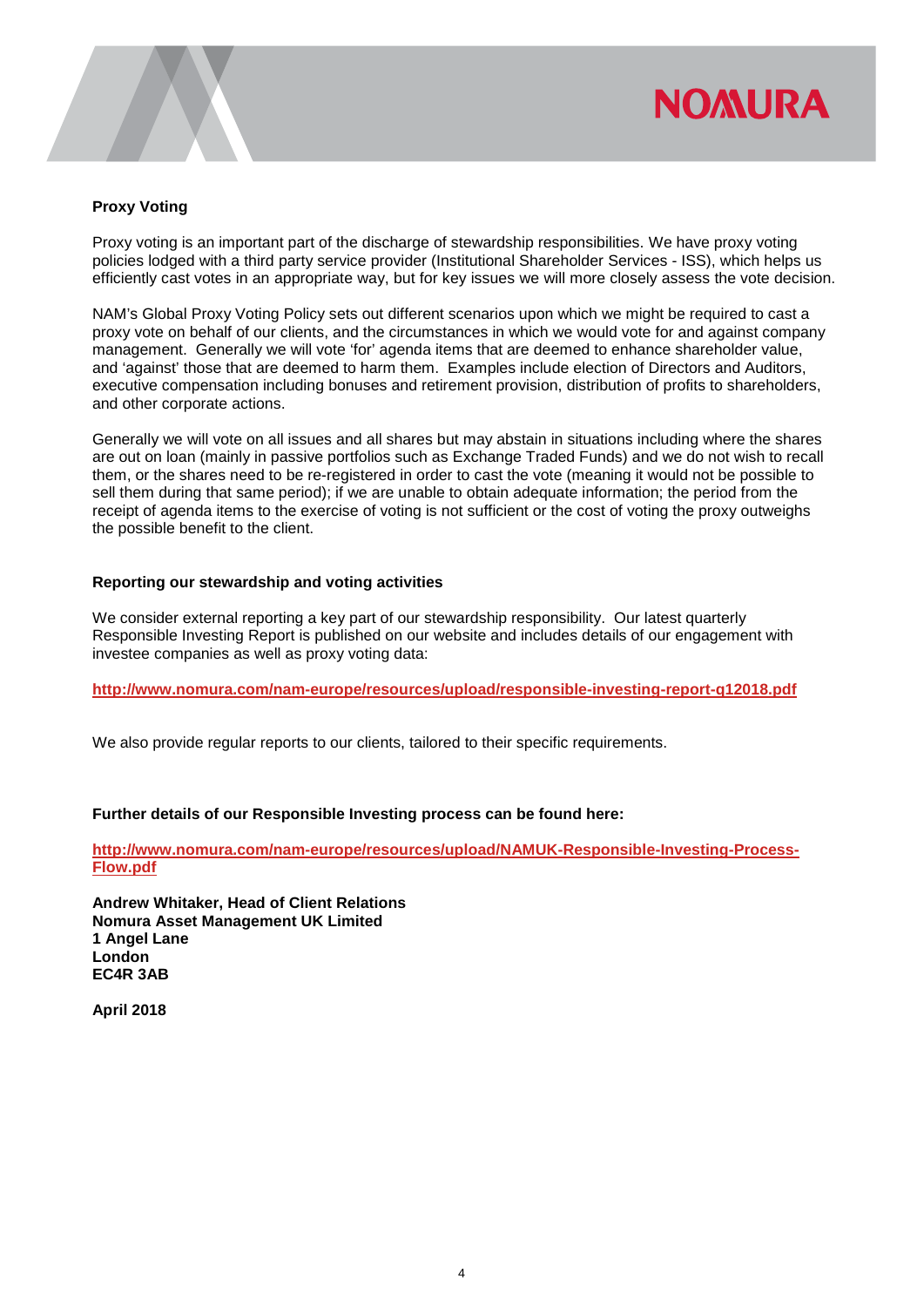**Proxy Voting**

Proxy voting is an important part of the discharge of stewardship responsibilities. We have proxy voting policies lodged with a third party service provider (Institutional Shareholder Services - ISS), which helps us efficiently cast votes in an appropriate way, but for key issues we will more closely assess the vote decision.

NAM's Global Proxy Voting Policy sets out different scenarios upon which we might be required to cast a proxy vote on behalf of our clients, and the circumstances in which we would vote for and against company management. Generally we will vote 'for' agenda items that are deemed to enhance shareholder value, and 'against' those that are deemed to harm them. Examples include election of Directors and Auditors, executive compensation including bonuses and retirement provision, distribution of profits to shareholders, and other corporate actions.

Generally we will vote on all issues and all shares but may abstain in situations including where the shares are out on loan (mainly in passive portfolios such as Exchange Traded Funds) and we do not wish to recall them, or the shares need to be re-registered in order to cast the vote (meaning it would not be possible to sell them during that same period); if we are unable to obtain adequate information; the period from the receipt of agenda items to the exercise of voting is not sufficient or the cost of voting the proxy outweighs the possible benefit to the client.

**Reporting our stewardship and voting activities**

We consider external reporting a key part of our stewardship responsibility. Our latest quarterly Responsible Investing Report is published on our website and includes details of our engagement with investee companies as well as proxy voting data:

**http://www.nomura.com/nam-europe/resources/upload/responsible-investing-report-q12018.pdf**

We also provide regular reports to our clients, tailored to their specific requirements.

**Further details of our Responsible Investing process can be found here:**

**http://www.nomura.com/nam-europe/resources/upload/NAMUK-Responsible-Investing-Process-Flow.pdf**

**Andrew Whitaker, Head of Client Relations**
**Nomura Asset Management UK Limited**
**1 Angel Lane**
**London**
**EC4R 3AB**

**April 2018**